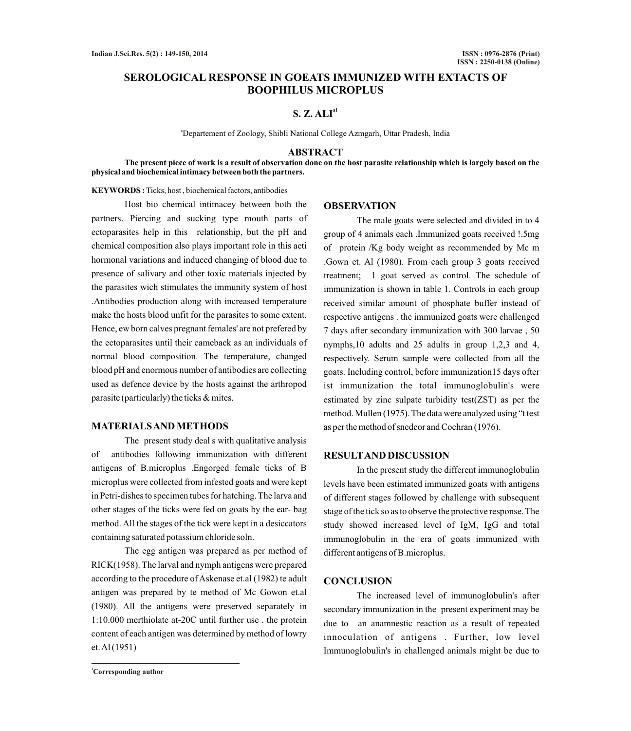# SEROLOGICAL RESPONSE IN GOEATS IMMUNIZED WITH EXTACTS OF BOOPHILUS MICROPLUS

**S. Z. ALI[a1]**

[a]Departement of Zoology, Shibli National College Azmgarh, Uttar Pradesh, India

## ABSTRACT

**The present piece of work is a result of observation done on the host parasite relationship which is largely based on the physical and biochemical intimacy between both the partners.**

**KEYWORDS :** Ticks, host , biochemical factors, antibodies

Host bio chemical intimacey between both the partners. Piercing and sucking type mouth parts of ectoparasites help in this relationship, but the pH and chemical composition also plays important role in this aeti hormonal variations and induced changing of blood due to presence of salivary and other toxic materials injected by the parasites wich stimulates the immunity system of host .Antibodies production along with increased temperature make the hosts blood unfit for the parasites to some extent. Hence, ew born calves pregnant females' are not prefered by the ectoparasites until their cameback as an individuals of normal blood composition. The temperature, changed blood pH and enormous number of antibodies are collecting used as defence device by the hosts against the arthropod parasite (particularly) the ticks & mites.

## MATERIALS AND METHODS

The present study deal s with qualitative analysis of antibodies following immunization with different antigens of B.microplus .Engorged female ticks of B microplus were collected from infested goats and were kept in Petri-dishes to specimen tubes for hatching. The larva and other stages of the ticks were fed on goats by the ear- bag method. All the stages of the tick were kept in a desiccators containing saturated potassium chloride soln.

The egg antigen was prepared as per method of RICK(1958). The larval and nymph antigens were prepared according to the procedure of Askenase et.al (1982) te adult antigen was prepared by te method of Mc Gowon et.al (1980). All the antigens were preserved separately in 1:10.000 merthiolate at-20C until further use . the protein content of each antigen was determined by method of lowry et. Al (1951)

## OBSERVATION

The male goats were selected and divided in to 4 group of 4 animals each .Immunized goats received !.5mg of protein /Kg body weight as recommended by Mc m .Gown et. Al (1980). From each group 3 goats received treatment; 1 goat served as control. The schedule of immunization is shown in table 1. Controls in each group received similar amount of phosphate buffer instead of respective antigens . the immunized goats were challenged 7 days after secondary immunization with 300 larvae , 50 nymphs,10 adults and 25 adults in group 1,2,3 and 4, respectively. Serum sample were collected from all the goats. Including control, before immunization15 days ofter ist immunization the total immunoglobulin's were estimated by zinc sulpate turbidity test(ZST) as per the method. Mullen (1975). The data were analyzed using "t test as per the method of snedcor and Cochran (1976).

## RESULT AND DISCUSSION

In the present study the different immunoglobulin levels have been estimated immunized goats with antigens of different stages followed by challenge with subsequent stage of the tick so as to observe the protective response. The study showed increased level of IgM, IgG and total immunoglobulin in the era of goats immunized with different antigens of B.microplus.

## CONCLUSION

The increased level of immunoglobulin's after secondary immunization in the present experiment may be due to an anamnestic reaction as a result of repeated innoculation of antigens . Further, low level Immunoglobulin's in challenged animals might be due to

[1]Corresponding author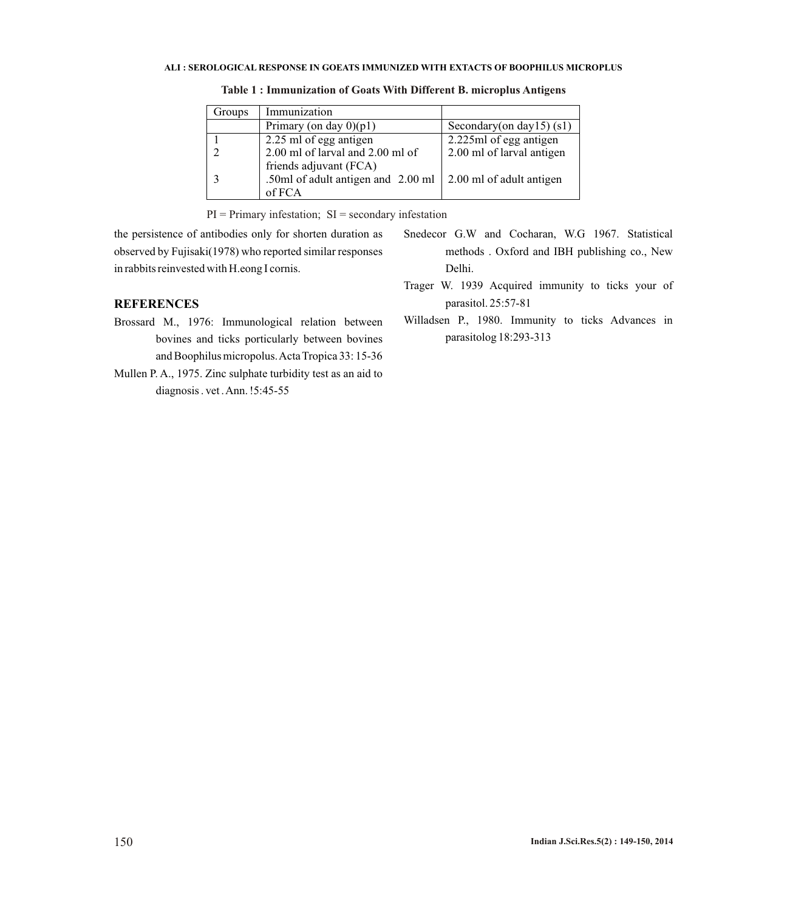**Table 1 : Immunization of Goats With Different B. microplus Antigens**

| Groups | Immunization | |
|---|---|---|
| | Primary (on day 0)(p1) | Secondary(on day15) (s1) |
| 1 | 2.25 ml of egg antigen | 2.225ml of egg antigen |
| 2 | 2.00 ml of larval and 2.00 ml of friends adjuvant (FCA) | 2.00 ml of larval antigen |
| 3 | .50ml of adult antigen and 2.00 ml of FCA | 2.00 ml of adult antigen |

PI = Primary infestation; SI = secondary infestation

the persistence of antibodies only for shorten duration as observed by Fujisaki(1978) who reported similar responses in rabbits reinvested with H.eong I cornis.

## REFERENCES

Brossard M., 1976: Immunological relation between bovines and ticks porticularly between bovines and Boophilus micropolus. Acta Tropica 33: 15-36

Mullen P. A., 1975. Zinc sulphate turbidity test as an aid to diagnosis . vet . Ann. !5:45-55

Snedecor G.W and Cocharan, W.G 1967. Statistical methods . Oxford and IBH publishing co., New Delhi.

Trager W. 1939 Acquired immunity to ticks your of parasitol. 25:57-81

Willadsen P., 1980. Immunity to ticks Advances in parasitolog 18:293-313